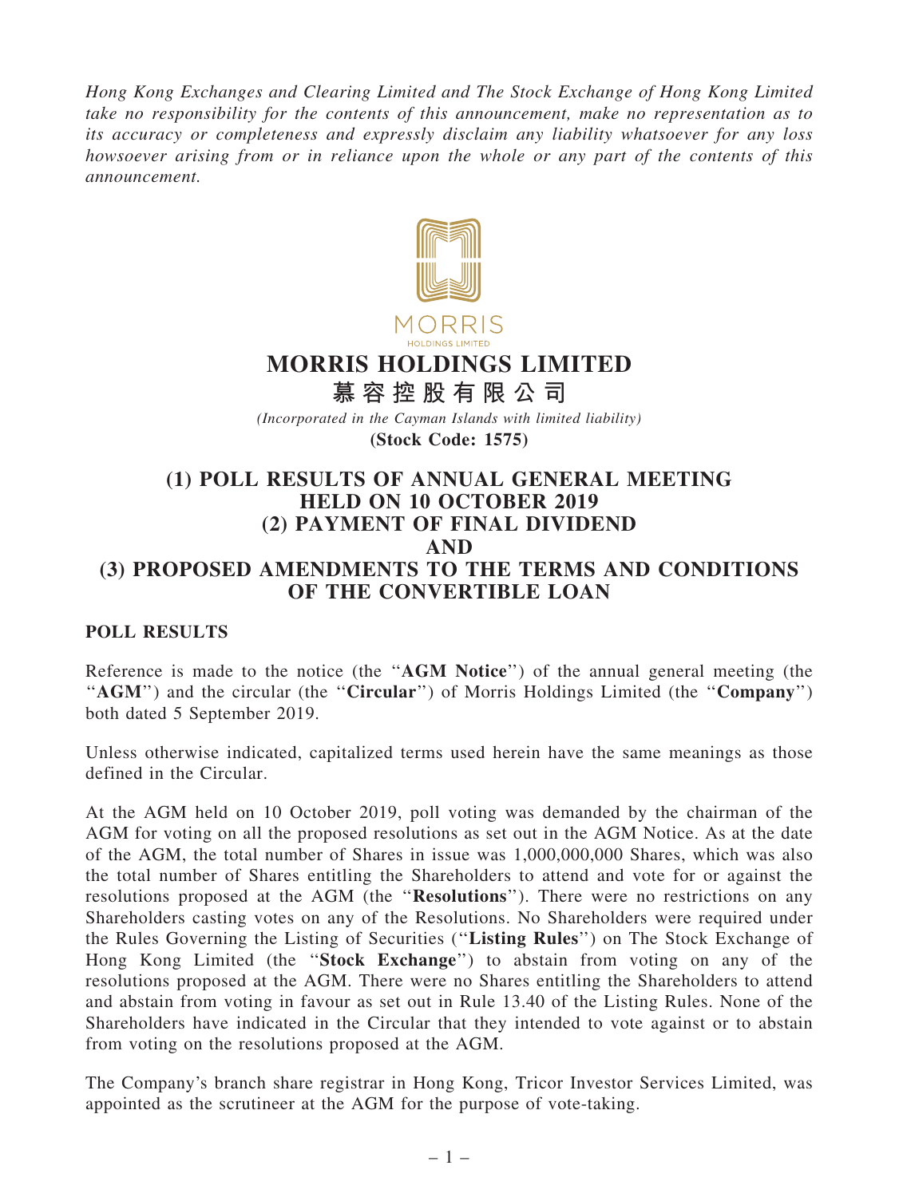*Hong Kong Exchanges and Clearing Limited and The Stock Exchange of Hong Kong Limited take no responsibility for the contents of this announcement, make no representation as to its accuracy or completeness and expressly disclaim any liability whatsoever for any loss howsoever arising from or in reliance upon the whole or any part of the contents of this announcement.*

MORRIS
HOLDINGS LIMITED

# MORRIS HOLDINGS LIMITED
# 慕容控股有限公司

*(Incorporated in the Cayman Islands with limited liability)*

**(Stock Code: 1575)**

## (1) POLL RESULTS OF ANNUAL GENERAL MEETING HELD ON 10 OCTOBER 2019
## (2) PAYMENT OF FINAL DIVIDEND
## AND
## (3) PROPOSED AMENDMENTS TO THE TERMS AND CONDITIONS OF THE CONVERTIBLE LOAN

### POLL RESULTS

Reference is made to the notice (the "**AGM Notice**") of the annual general meeting (the "**AGM**") and the circular (the "**Circular**") of Morris Holdings Limited (the "**Company**") both dated 5 September 2019.

Unless otherwise indicated, capitalized terms used herein have the same meanings as those defined in the Circular.

At the AGM held on 10 October 2019, poll voting was demanded by the chairman of the AGM for voting on all the proposed resolutions as set out in the AGM Notice. As at the date of the AGM, the total number of Shares in issue was 1,000,000,000 Shares, which was also the total number of Shares entitling the Shareholders to attend and vote for or against the resolutions proposed at the AGM (the "**Resolutions**"). There were no restrictions on any Shareholders casting votes on any of the Resolutions. No Shareholders were required under the Rules Governing the Listing of Securities ("**Listing Rules**") on The Stock Exchange of Hong Kong Limited (the "**Stock Exchange**") to abstain from voting on any of the resolutions proposed at the AGM. There were no Shares entitling the Shareholders to attend and abstain from voting in favour as set out in Rule 13.40 of the Listing Rules. None of the Shareholders have indicated in the Circular that they intended to vote against or to abstain from voting on the resolutions proposed at the AGM.

The Company's branch share registrar in Hong Kong, Tricor Investor Services Limited, was appointed as the scrutineer at the AGM for the purpose of vote-taking.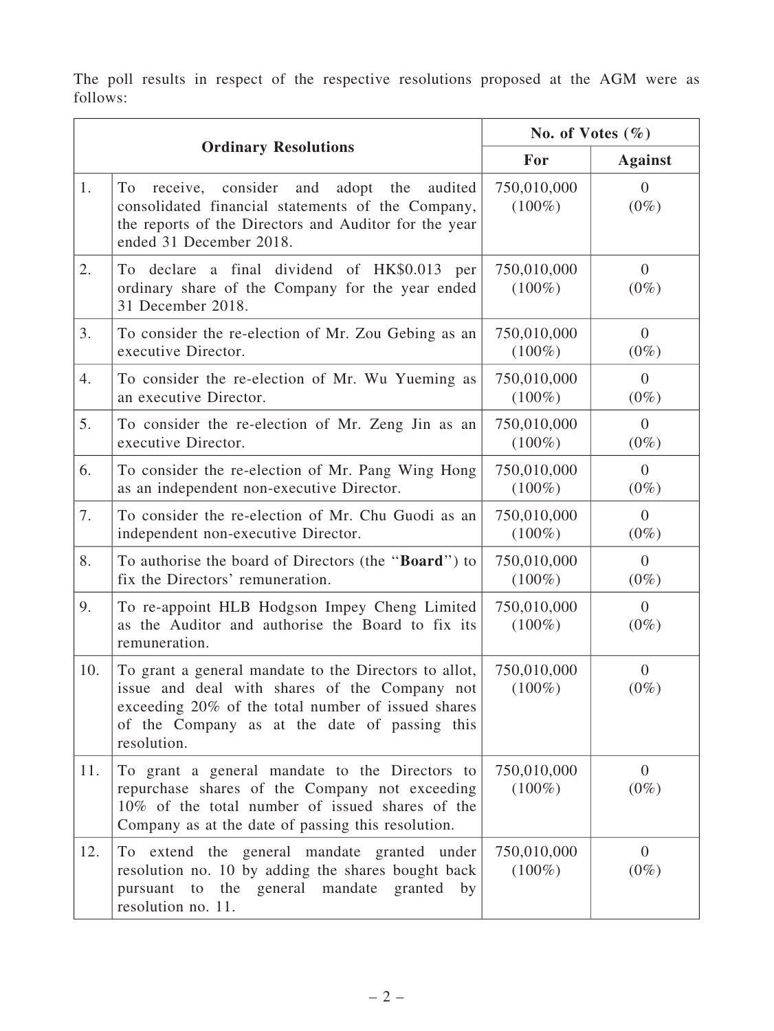The poll results in respect of the respective resolutions proposed at the AGM were as follows:

| Ordinary Resolutions | | No. of Votes (%) | |
|---|---|---|---|
| | | For | Against |
| 1. | To receive, consider and adopt the audited consolidated financial statements of the Company, the reports of the Directors and Auditor for the year ended 31 December 2018. | 750,010,000 (100%) | 0 (0%) |
| 2. | To declare a final dividend of HK$0.013 per ordinary share of the Company for the year ended 31 December 2018. | 750,010,000 (100%) | 0 (0%) |
| 3. | To consider the re-election of Mr. Zou Gebing as an executive Director. | 750,010,000 (100%) | 0 (0%) |
| 4. | To consider the re-election of Mr. Wu Yueming as an executive Director. | 750,010,000 (100%) | 0 (0%) |
| 5. | To consider the re-election of Mr. Zeng Jin as an executive Director. | 750,010,000 (100%) | 0 (0%) |
| 6. | To consider the re-election of Mr. Pang Wing Hong as an independent non-executive Director. | 750,010,000 (100%) | 0 (0%) |
| 7. | To consider the re-election of Mr. Chu Guodi as an independent non-executive Director. | 750,010,000 (100%) | 0 (0%) |
| 8. | To authorise the board of Directors (the "**Board**") to fix the Directors' remuneration. | 750,010,000 (100%) | 0 (0%) |
| 9. | To re-appoint HLB Hodgson Impey Cheng Limited as the Auditor and authorise the Board to fix its remuneration. | 750,010,000 (100%) | 0 (0%) |
| 10. | To grant a general mandate to the Directors to allot, issue and deal with shares of the Company not exceeding 20% of the total number of issued shares of the Company as at the date of passing this resolution. | 750,010,000 (100%) | 0 (0%) |
| 11. | To grant a general mandate to the Directors to repurchase shares of the Company not exceeding 10% of the total number of issued shares of the Company as at the date of passing this resolution. | 750,010,000 (100%) | 0 (0%) |
| 12. | To extend the general mandate granted under resolution no. 10 by adding the shares bought back pursuant to the general mandate granted by resolution no. 11. | 750,010,000 (100%) | 0 (0%) |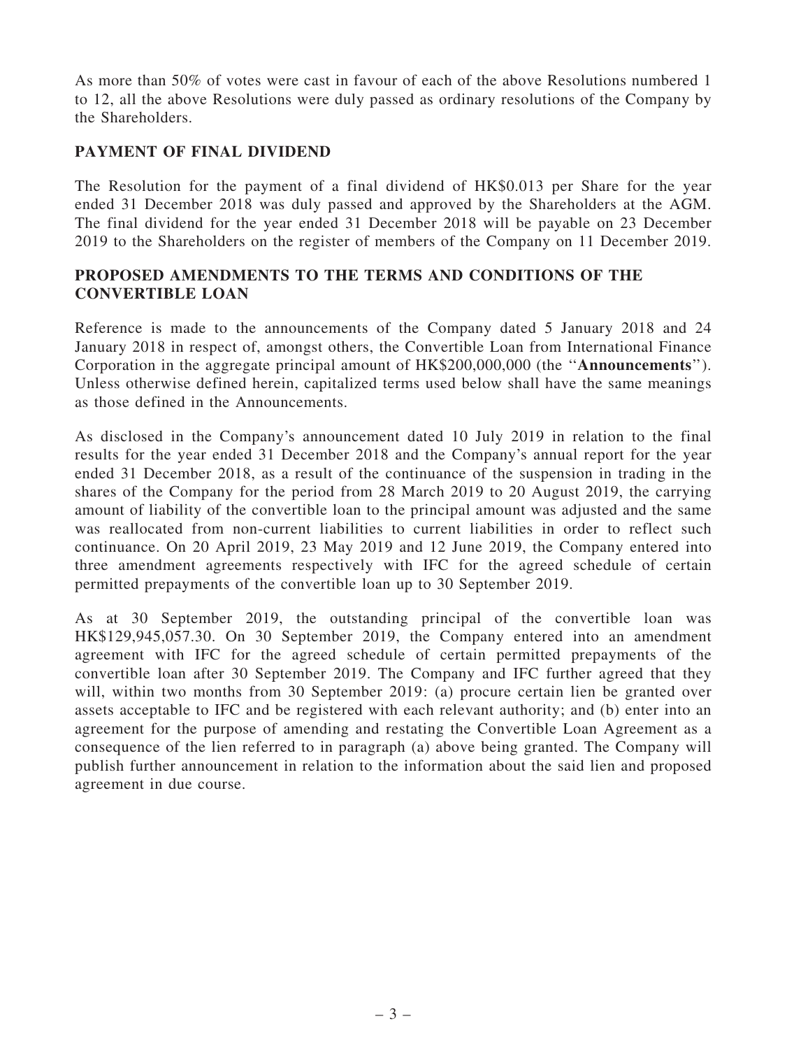As more than 50% of votes were cast in favour of each of the above Resolutions numbered 1 to 12, all the above Resolutions were duly passed as ordinary resolutions of the Company by the Shareholders.

## PAYMENT OF FINAL DIVIDEND

The Resolution for the payment of a final dividend of HK$0.013 per Share for the year ended 31 December 2018 was duly passed and approved by the Shareholders at the AGM. The final dividend for the year ended 31 December 2018 will be payable on 23 December 2019 to the Shareholders on the register of members of the Company on 11 December 2019.

## PROPOSED AMENDMENTS TO THE TERMS AND CONDITIONS OF THE CONVERTIBLE LOAN

Reference is made to the announcements of the Company dated 5 January 2018 and 24 January 2018 in respect of, amongst others, the Convertible Loan from International Finance Corporation in the aggregate principal amount of HK$200,000,000 (the ''**Announcements**''). Unless otherwise defined herein, capitalized terms used below shall have the same meanings as those defined in the Announcements.

As disclosed in the Company's announcement dated 10 July 2019 in relation to the final results for the year ended 31 December 2018 and the Company's annual report for the year ended 31 December 2018, as a result of the continuance of the suspension in trading in the shares of the Company for the period from 28 March 2019 to 20 August 2019, the carrying amount of liability of the convertible loan to the principal amount was adjusted and the same was reallocated from non-current liabilities to current liabilities in order to reflect such continuance. On 20 April 2019, 23 May 2019 and 12 June 2019, the Company entered into three amendment agreements respectively with IFC for the agreed schedule of certain permitted prepayments of the convertible loan up to 30 September 2019.

As at 30 September 2019, the outstanding principal of the convertible loan was HK$129,945,057.30. On 30 September 2019, the Company entered into an amendment agreement with IFC for the agreed schedule of certain permitted prepayments of the convertible loan after 30 September 2019. The Company and IFC further agreed that they will, within two months from 30 September 2019: (a) procure certain lien be granted over assets acceptable to IFC and be registered with each relevant authority; and (b) enter into an agreement for the purpose of amending and restating the Convertible Loan Agreement as a consequence of the lien referred to in paragraph (a) above being granted. The Company will publish further announcement in relation to the information about the said lien and proposed agreement in due course.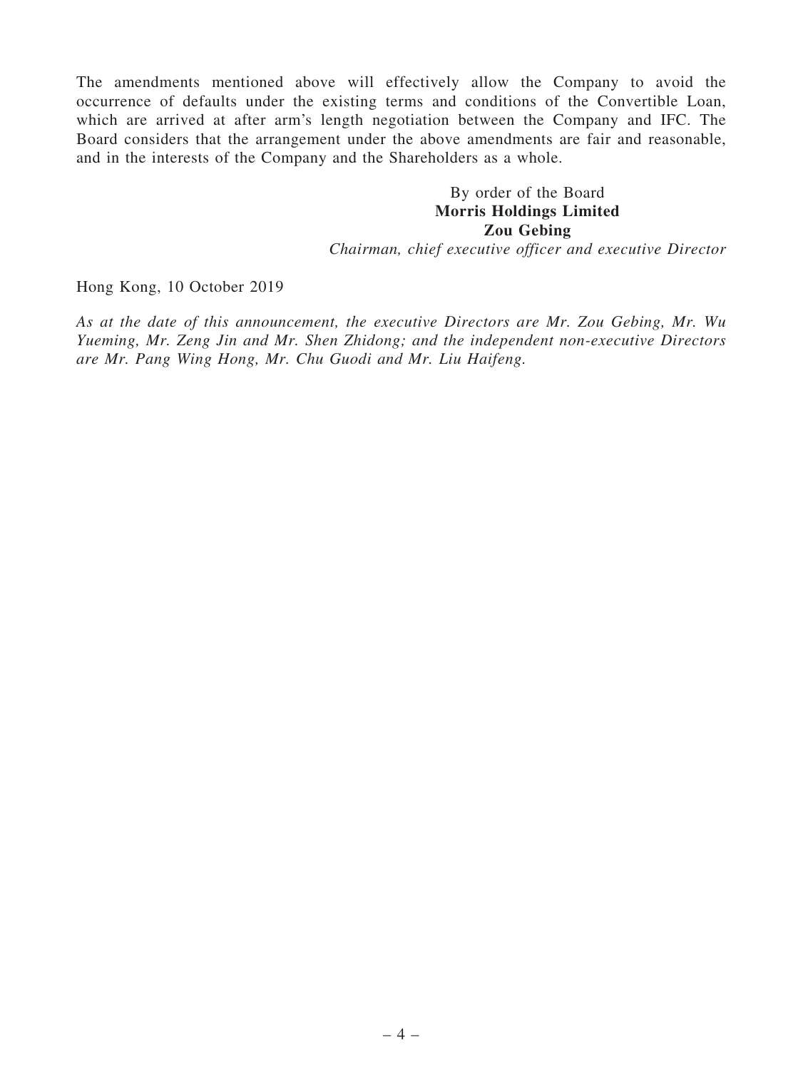The amendments mentioned above will effectively allow the Company to avoid the occurrence of defaults under the existing terms and conditions of the Convertible Loan, which are arrived at after arm's length negotiation between the Company and IFC. The Board considers that the arrangement under the above amendments are fair and reasonable, and in the interests of the Company and the Shareholders as a whole.

By order of the Board
**Morris Holdings Limited**
**Zou Gebing**
*Chairman, chief executive officer and executive Director*

Hong Kong, 10 October 2019

*As at the date of this announcement, the executive Directors are Mr. Zou Gebing, Mr. Wu Yueming, Mr. Zeng Jin and Mr. Shen Zhidong; and the independent non-executive Directors are Mr. Pang Wing Hong, Mr. Chu Guodi and Mr. Liu Haifeng.*